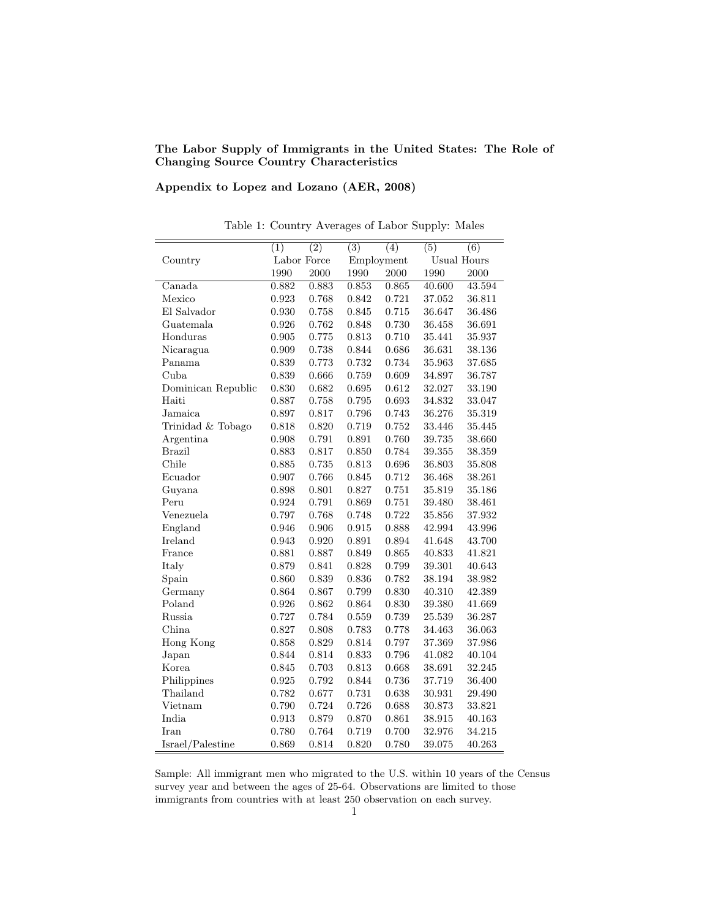**The Labor Supply of Immigrants in the United States: The Role of Changing Source Country Characteristics**

**Appendix to Lopez and Lozano (AER, 2008)**

Table 1: Country Averages of Labor Supply: Males

| | (1) | (2) | (3) | (4) | (5) | (6) |
|---|---|---|---|---|---|---|
| | Labor Force | | Employment | | Usual Hours | |
| Country | 1990 | 2000 | 1990 | 2000 | 1990 | 2000 |
| Canada | 0.882 | 0.883 | 0.853 | 0.865 | 40.600 | 43.594 |
| Mexico | 0.923 | 0.768 | 0.842 | 0.721 | 37.052 | 36.811 |
| El Salvador | 0.930 | 0.758 | 0.845 | 0.715 | 36.647 | 36.486 |
| Guatemala | 0.926 | 0.762 | 0.848 | 0.730 | 36.458 | 36.691 |
| Honduras | 0.905 | 0.775 | 0.813 | 0.710 | 35.441 | 35.937 |
| Nicaragua | 0.909 | 0.738 | 0.844 | 0.686 | 36.631 | 38.136 |
| Panama | 0.839 | 0.773 | 0.732 | 0.734 | 35.963 | 37.685 |
| Cuba | 0.839 | 0.666 | 0.759 | 0.609 | 34.897 | 36.787 |
| Dominican Republic | 0.830 | 0.682 | 0.695 | 0.612 | 32.027 | 33.190 |
| Haiti | 0.887 | 0.758 | 0.795 | 0.693 | 34.832 | 33.047 |
| Jamaica | 0.897 | 0.817 | 0.796 | 0.743 | 36.276 | 35.319 |
| Trinidad & Tobago | 0.818 | 0.820 | 0.719 | 0.752 | 33.446 | 35.445 |
| Argentina | 0.908 | 0.791 | 0.891 | 0.760 | 39.735 | 38.660 |
| Brazil | 0.883 | 0.817 | 0.850 | 0.784 | 39.355 | 38.359 |
| Chile | 0.885 | 0.735 | 0.813 | 0.696 | 36.803 | 35.808 |
| Ecuador | 0.907 | 0.766 | 0.845 | 0.712 | 36.468 | 38.261 |
| Guyana | 0.898 | 0.801 | 0.827 | 0.751 | 35.819 | 35.186 |
| Peru | 0.924 | 0.791 | 0.869 | 0.751 | 39.480 | 38.461 |
| Venezuela | 0.797 | 0.768 | 0.748 | 0.722 | 35.856 | 37.932 |
| England | 0.946 | 0.906 | 0.915 | 0.888 | 42.994 | 43.996 |
| Ireland | 0.943 | 0.920 | 0.891 | 0.894 | 41.648 | 43.700 |
| France | 0.881 | 0.887 | 0.849 | 0.865 | 40.833 | 41.821 |
| Italy | 0.879 | 0.841 | 0.828 | 0.799 | 39.301 | 40.643 |
| Spain | 0.860 | 0.839 | 0.836 | 0.782 | 38.194 | 38.982 |
| Germany | 0.864 | 0.867 | 0.799 | 0.830 | 40.310 | 42.389 |
| Poland | 0.926 | 0.862 | 0.864 | 0.830 | 39.380 | 41.669 |
| Russia | 0.727 | 0.784 | 0.559 | 0.739 | 25.539 | 36.287 |
| China | 0.827 | 0.808 | 0.783 | 0.778 | 34.463 | 36.063 |
| Hong Kong | 0.858 | 0.829 | 0.814 | 0.797 | 37.369 | 37.986 |
| Japan | 0.844 | 0.814 | 0.833 | 0.796 | 41.082 | 40.104 |
| Korea | 0.845 | 0.703 | 0.813 | 0.668 | 38.691 | 32.245 |
| Philippines | 0.925 | 0.792 | 0.844 | 0.736 | 37.719 | 36.400 |
| Thailand | 0.782 | 0.677 | 0.731 | 0.638 | 30.931 | 29.490 |
| Vietnam | 0.790 | 0.724 | 0.726 | 0.688 | 30.873 | 33.821 |
| India | 0.913 | 0.879 | 0.870 | 0.861 | 38.915 | 40.163 |
| Iran | 0.780 | 0.764 | 0.719 | 0.700 | 32.976 | 34.215 |
| Israel/Palestine | 0.869 | 0.814 | 0.820 | 0.780 | 39.075 | 40.263 |

Sample: All immigrant men who migrated to the U.S. within 10 years of the Census survey year and between the ages of 25-64. Observations are limited to those immigrants from countries with at least 250 observation on each survey.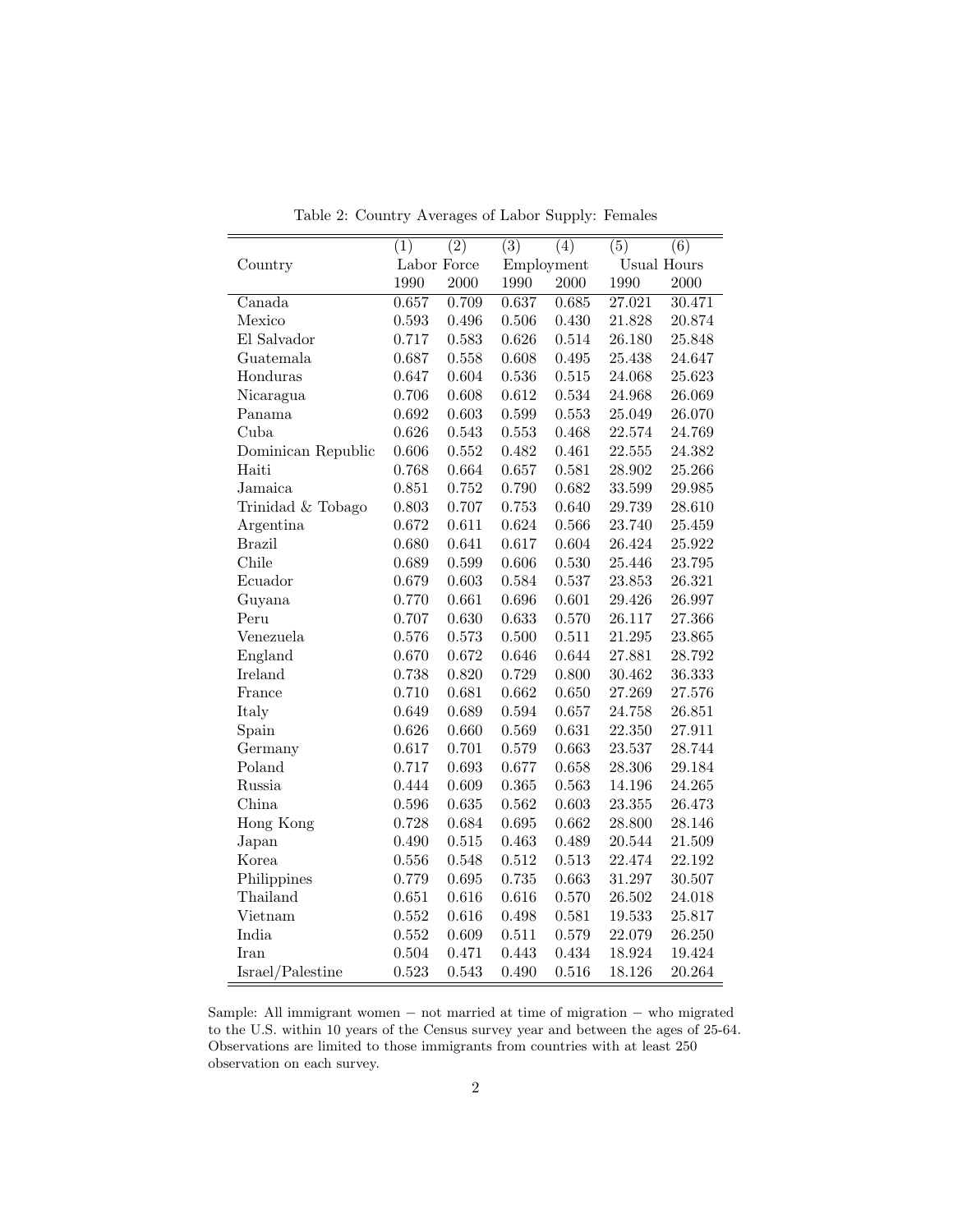Table 2: Country Averages of Labor Supply: Females

| Country | (1) Labor Force 1990 | (2) Labor Force 2000 | (3) Employment 1990 | (4) Employment 2000 | (5) Usual Hours 1990 | (6) Usual Hours 2000 |
|---|---|---|---|---|---|---|
| Canada | 0.657 | 0.709 | 0.637 | 0.685 | 27.021 | 30.471 |
| Mexico | 0.593 | 0.496 | 0.506 | 0.430 | 21.828 | 20.874 |
| El Salvador | 0.717 | 0.583 | 0.626 | 0.514 | 26.180 | 25.848 |
| Guatemala | 0.687 | 0.558 | 0.608 | 0.495 | 25.438 | 24.647 |
| Honduras | 0.647 | 0.604 | 0.536 | 0.515 | 24.068 | 25.623 |
| Nicaragua | 0.706 | 0.608 | 0.612 | 0.534 | 24.968 | 26.069 |
| Panama | 0.692 | 0.603 | 0.599 | 0.553 | 25.049 | 26.070 |
| Cuba | 0.626 | 0.543 | 0.553 | 0.468 | 22.574 | 24.769 |
| Dominican Republic | 0.606 | 0.552 | 0.482 | 0.461 | 22.555 | 24.382 |
| Haiti | 0.768 | 0.664 | 0.657 | 0.581 | 28.902 | 25.266 |
| Jamaica | 0.851 | 0.752 | 0.790 | 0.682 | 33.599 | 29.985 |
| Trinidad & Tobago | 0.803 | 0.707 | 0.753 | 0.640 | 29.739 | 28.610 |
| Argentina | 0.672 | 0.611 | 0.624 | 0.566 | 23.740 | 25.459 |
| Brazil | 0.680 | 0.641 | 0.617 | 0.604 | 26.424 | 25.922 |
| Chile | 0.689 | 0.599 | 0.606 | 0.530 | 25.446 | 23.795 |
| Ecuador | 0.679 | 0.603 | 0.584 | 0.537 | 23.853 | 26.321 |
| Guyana | 0.770 | 0.661 | 0.696 | 0.601 | 29.426 | 26.997 |
| Peru | 0.707 | 0.630 | 0.633 | 0.570 | 26.117 | 27.366 |
| Venezuela | 0.576 | 0.573 | 0.500 | 0.511 | 21.295 | 23.865 |
| England | 0.670 | 0.672 | 0.646 | 0.644 | 27.881 | 28.792 |
| Ireland | 0.738 | 0.820 | 0.729 | 0.800 | 30.462 | 36.333 |
| France | 0.710 | 0.681 | 0.662 | 0.650 | 27.269 | 27.576 |
| Italy | 0.649 | 0.689 | 0.594 | 0.657 | 24.758 | 26.851 |
| Spain | 0.626 | 0.660 | 0.569 | 0.631 | 22.350 | 27.911 |
| Germany | 0.617 | 0.701 | 0.579 | 0.663 | 23.537 | 28.744 |
| Poland | 0.717 | 0.693 | 0.677 | 0.658 | 28.306 | 29.184 |
| Russia | 0.444 | 0.609 | 0.365 | 0.563 | 14.196 | 24.265 |
| China | 0.596 | 0.635 | 0.562 | 0.603 | 23.355 | 26.473 |
| Hong Kong | 0.728 | 0.684 | 0.695 | 0.662 | 28.800 | 28.146 |
| Japan | 0.490 | 0.515 | 0.463 | 0.489 | 20.544 | 21.509 |
| Korea | 0.556 | 0.548 | 0.512 | 0.513 | 22.474 | 22.192 |
| Philippines | 0.779 | 0.695 | 0.735 | 0.663 | 31.297 | 30.507 |
| Thailand | 0.651 | 0.616 | 0.616 | 0.570 | 26.502 | 24.018 |
| Vietnam | 0.552 | 0.616 | 0.498 | 0.581 | 19.533 | 25.817 |
| India | 0.552 | 0.609 | 0.511 | 0.579 | 22.079 | 26.250 |
| Iran | 0.504 | 0.471 | 0.443 | 0.434 | 18.924 | 19.424 |
| Israel/Palestine | 0.523 | 0.543 | 0.490 | 0.516 | 18.126 | 20.264 |

Sample: All immigrant women − not married at time of migration − who migrated to the U.S. within 10 years of the Census survey year and between the ages of 25-64. Observations are limited to those immigrants from countries with at least 250 observation on each survey.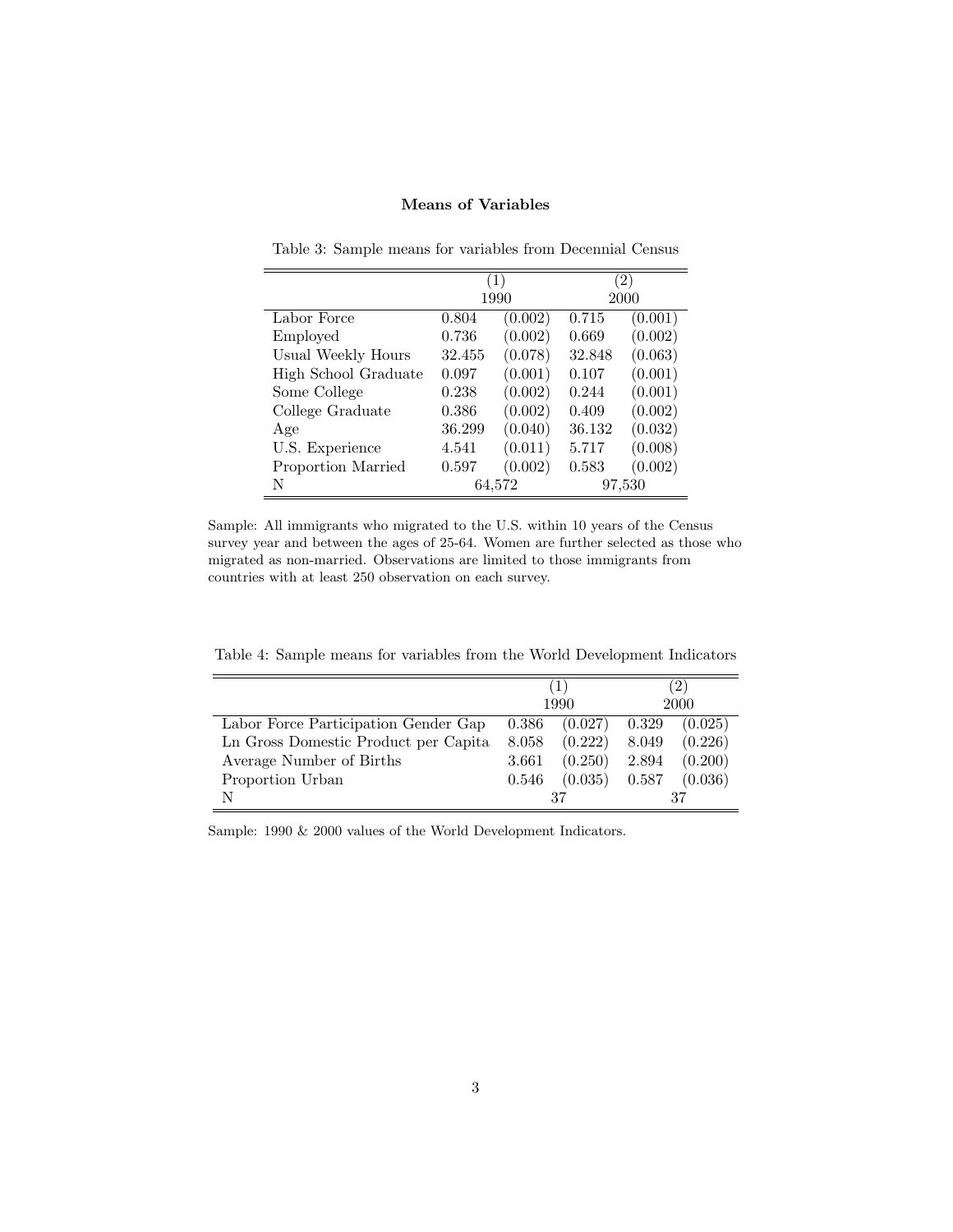## Means of Variables

Table 3: Sample means for variables from Decennial Census

| | (1) 1990 | | (2) 2000 | |
|---|---|---|---|---|
| Labor Force | 0.804 | (0.002) | 0.715 | (0.001) |
| Employed | 0.736 | (0.002) | 0.669 | (0.002) |
| Usual Weekly Hours | 32.455 | (0.078) | 32.848 | (0.063) |
| High School Graduate | 0.097 | (0.001) | 0.107 | (0.001) |
| Some College | 0.238 | (0.002) | 0.244 | (0.001) |
| College Graduate | 0.386 | (0.002) | 0.409 | (0.002) |
| Age | 36.299 | (0.040) | 36.132 | (0.032) |
| U.S. Experience | 4.541 | (0.011) | 5.717 | (0.008) |
| Proportion Married | 0.597 | (0.002) | 0.583 | (0.002) |
| N | 64,572 | | 97,530 | |

Sample: All immigrants who migrated to the U.S. within 10 years of the Census survey year and between the ages of 25-64. Women are further selected as those who migrated as non-married. Observations are limited to those immigrants from countries with at least 250 observation on each survey.

Table 4: Sample means for variables from the World Development Indicators

| | (1) 1990 | | (2) 2000 | |
|---|---|---|---|---|
| Labor Force Participation Gender Gap | 0.386 | (0.027) | 0.329 | (0.025) |
| Ln Gross Domestic Product per Capita | 8.058 | (0.222) | 8.049 | (0.226) |
| Average Number of Births | 3.661 | (0.250) | 2.894 | (0.200) |
| Proportion Urban | 0.546 | (0.035) | 0.587 | (0.036) |
| N | 37 | | 37 | |

Sample: 1990 & 2000 values of the World Development Indicators.